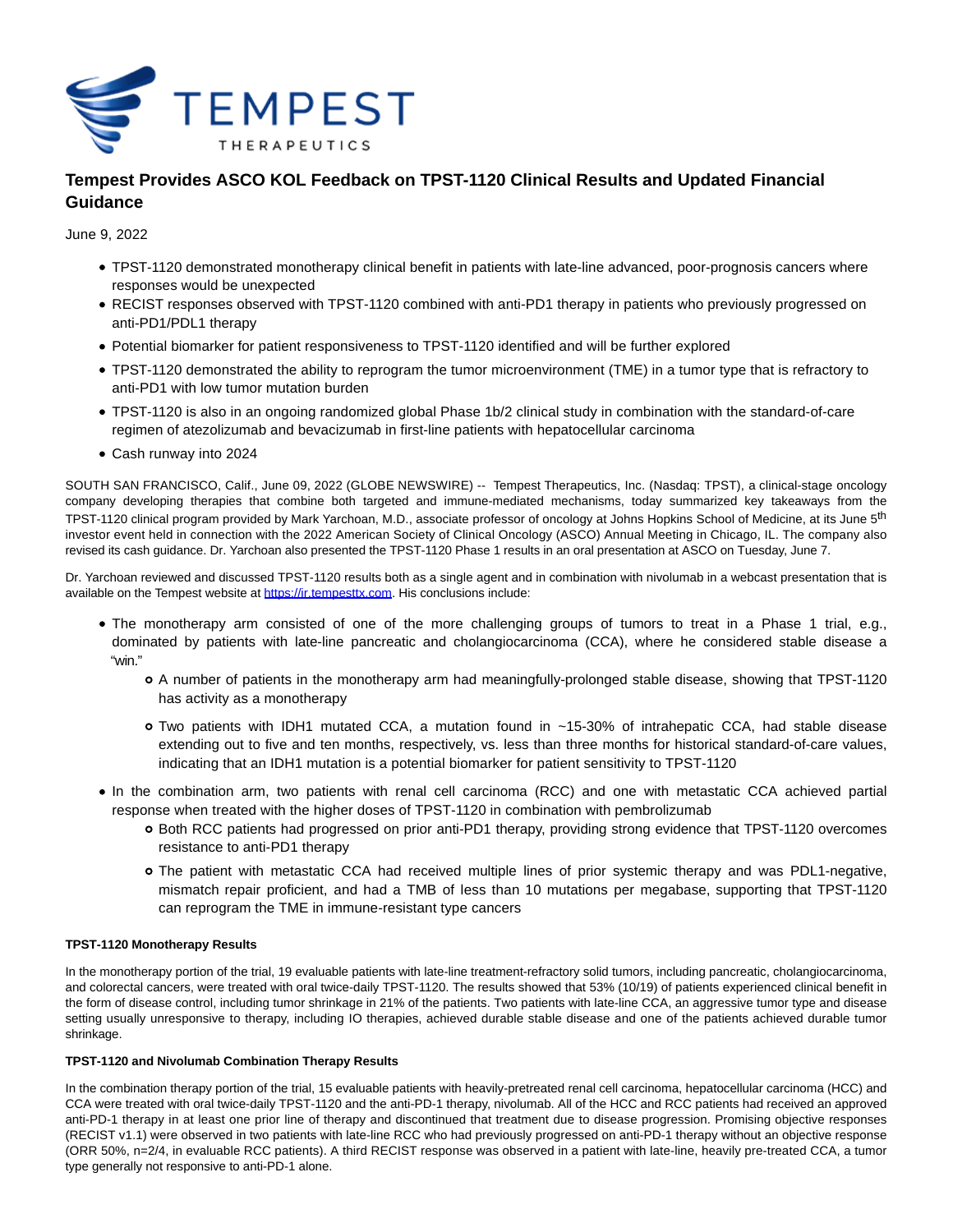# Tempest Provides ASCO KOL Feedback on TPST-1120 Clinical Results and Updated Financial Guidance

June 9, 2022

- TPST-1120 demonstrated monotherapy clinical benefit in patients with late-line advanced, poor-prognosis cancers where responses would be unexpected
- RECIST responses observed with TPST-1120 combined with anti-PD1 therapy in patients who previously progressed on anti-PD1/PDL1 therapy
- Potential biomarker for patient responsiveness to TPST-1120 identified and will be further explored
- TPST-1120 demonstrated the ability to reprogram the tumor microenvironment (TME) in a tumor type that is refractory to anti-PD1 with low tumor mutation burden
- TPST-1120 is also in an ongoing randomized global Phase 1b/2 clinical study in combination with the standard-of-care regimen of atezolizumab and bevacizumab in first-line patients with hepatocellular carcinoma
- Cash runway into 2024

SOUTH SAN FRANCISCO, Calif., June 09, 2022 (GLOBE NEWSWIRE) -- Tempest Therapeutics, Inc. (Nasdaq: TPST), a clinical-stage oncology company developing therapies that combine both targeted and immune-mediated mechanisms, today summarized key takeaways from the TPST-1120 clinical program provided by Mark Yarchoan, M.D., associate professor of oncology at Johns Hopkins School of Medicine, at its June 5th investor event held in connection with the 2022 American Society of Clinical Oncology (ASCO) Annual Meeting in Chicago, IL. The company also revised its cash guidance. Dr. Yarchoan also presented the TPST-1120 Phase 1 results in an oral presentation at ASCO on Tuesday, June 7.

Dr. Yarchoan reviewed and discussed TPST-1120 results both as a single agent and in combination with nivolumab in a webcast presentation that is available on the Tempest website at https://ir.tempesttx.com. His conclusions include:

- The monotherapy arm consisted of one of the more challenging groups of tumors to treat in a Phase 1 trial, e.g., dominated by patients with late-line pancreatic and cholangiocarcinoma (CCA), where he considered stable disease a "win."
  - A number of patients in the monotherapy arm had meaningfully-prolonged stable disease, showing that TPST-1120 has activity as a monotherapy
  - Two patients with IDH1 mutated CCA, a mutation found in ~15-30% of intrahepatic CCA, had stable disease extending out to five and ten months, respectively, vs. less than three months for historical standard-of-care values, indicating that an IDH1 mutation is a potential biomarker for patient sensitivity to TPST-1120
- In the combination arm, two patients with renal cell carcinoma (RCC) and one with metastatic CCA achieved partial response when treated with the higher doses of TPST-1120 in combination with pembrolizumab
  - Both RCC patients had progressed on prior anti-PD1 therapy, providing strong evidence that TPST-1120 overcomes resistance to anti-PD1 therapy
  - The patient with metastatic CCA had received multiple lines of prior systemic therapy and was PDL1-negative, mismatch repair proficient, and had a TMB of less than 10 mutations per megabase, supporting that TPST-1120 can reprogram the TME in immune-resistant type cancers

**TPST-1120 Monotherapy Results**

In the monotherapy portion of the trial, 19 evaluable patients with late-line treatment-refractory solid tumors, including pancreatic, cholangiocarcinoma, and colorectal cancers, were treated with oral twice-daily TPST-1120. The results showed that 53% (10/19) of patients experienced clinical benefit in the form of disease control, including tumor shrinkage in 21% of the patients. Two patients with late-line CCA, an aggressive tumor type and disease setting usually unresponsive to therapy, including IO therapies, achieved durable stable disease and one of the patients achieved durable tumor shrinkage.

**TPST-1120 and Nivolumab Combination Therapy Results**

In the combination therapy portion of the trial, 15 evaluable patients with heavily-pretreated renal cell carcinoma, hepatocellular carcinoma (HCC) and CCA were treated with oral twice-daily TPST-1120 and the anti-PD-1 therapy, nivolumab. All of the HCC and RCC patients had received an approved anti-PD-1 therapy in at least one prior line of therapy and discontinued that treatment due to disease progression. Promising objective responses (RECIST v1.1) were observed in two patients with late-line RCC who had previously progressed on anti-PD-1 therapy without an objective response (ORR 50%, n=2/4, in evaluable RCC patients). A third RECIST response was observed in a patient with late-line, heavily pre-treated CCA, a tumor type generally not responsive to anti-PD-1 alone.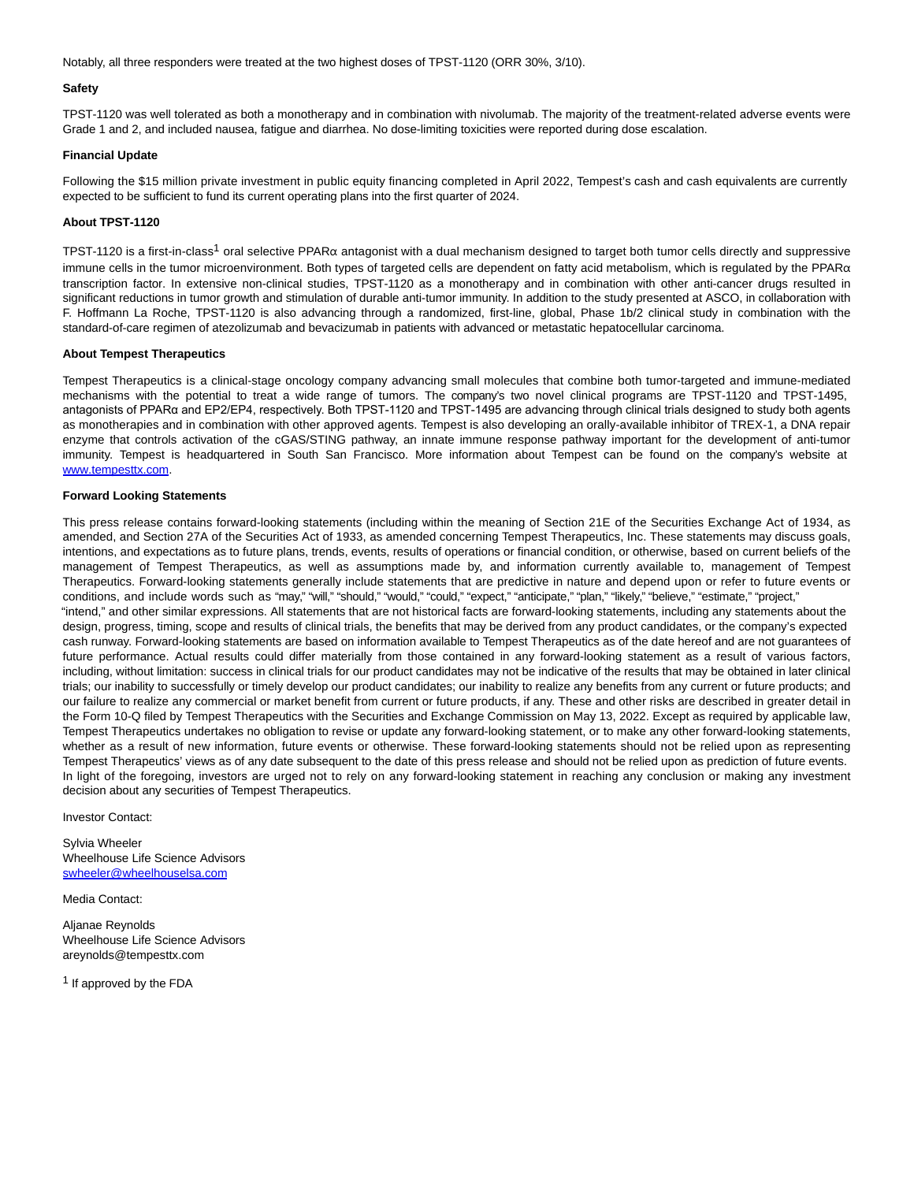Notably, all three responders were treated at the two highest doses of TPST-1120 (ORR 30%, 3/10).

**Safety**

TPST-1120 was well tolerated as both a monotherapy and in combination with nivolumab. The majority of the treatment-related adverse events were Grade 1 and 2, and included nausea, fatigue and diarrhea. No dose-limiting toxicities were reported during dose escalation.

**Financial Update**

Following the $15 million private investment in public equity financing completed in April 2022, Tempest's cash and cash equivalents are currently expected to be sufficient to fund its current operating plans into the first quarter of 2024.

**About TPST-1120**

TPST-1120 is a first-in-class[1] oral selective PPARα antagonist with a dual mechanism designed to target both tumor cells directly and suppressive immune cells in the tumor microenvironment. Both types of targeted cells are dependent on fatty acid metabolism, which is regulated by the PPARα transcription factor. In extensive non-clinical studies, TPST-1120 as a monotherapy and in combination with other anti-cancer drugs resulted in significant reductions in tumor growth and stimulation of durable anti-tumor immunity. In addition to the study presented at ASCO, in collaboration with F. Hoffmann La Roche, TPST-1120 is also advancing through a randomized, first-line, global, Phase 1b/2 clinical study in combination with the standard-of-care regimen of atezolizumab and bevacizumab in patients with advanced or metastatic hepatocellular carcinoma.

**About Tempest Therapeutics**

Tempest Therapeutics is a clinical-stage oncology company advancing small molecules that combine both tumor-targeted and immune-mediated mechanisms with the potential to treat a wide range of tumors. The company's two novel clinical programs are TPST-1120 and TPST-1495, antagonists of PPARα and EP2/EP4, respectively. Both TPST-1120 and TPST-1495 are advancing through clinical trials designed to study both agents as monotherapies and in combination with other approved agents. Tempest is also developing an orally-available inhibitor of TREX-1, a DNA repair enzyme that controls activation of the cGAS/STING pathway, an innate immune response pathway important for the development of anti-tumor immunity. Tempest is headquartered in South San Francisco. More information about Tempest can be found on the company's website at www.tempesttx.com.

**Forward Looking Statements**

This press release contains forward-looking statements (including within the meaning of Section 21E of the Securities Exchange Act of 1934, as amended, and Section 27A of the Securities Act of 1933, as amended concerning Tempest Therapeutics, Inc. These statements may discuss goals, intentions, and expectations as to future plans, trends, events, results of operations or financial condition, or otherwise, based on current beliefs of the management of Tempest Therapeutics, as well as assumptions made by, and information currently available to, management of Tempest Therapeutics. Forward-looking statements generally include statements that are predictive in nature and depend upon or refer to future events or conditions, and include words such as "may," "will," "should," "would," "could," "expect," "anticipate," "plan," "likely," "believe," "estimate," "project," "intend," and other similar expressions. All statements that are not historical facts are forward-looking statements, including any statements about the design, progress, timing, scope and results of clinical trials, the benefits that may be derived from any product candidates, or the company's expected cash runway. Forward-looking statements are based on information available to Tempest Therapeutics as of the date hereof and are not guarantees of future performance. Actual results could differ materially from those contained in any forward-looking statement as a result of various factors, including, without limitation: success in clinical trials for our product candidates may not be indicative of the results that may be obtained in later clinical trials; our inability to successfully or timely develop our product candidates; our inability to realize any benefits from any current or future products; and our failure to realize any commercial or market benefit from current or future products, if any. These and other risks are described in greater detail in the Form 10-Q filed by Tempest Therapeutics with the Securities and Exchange Commission on May 13, 2022. Except as required by applicable law, Tempest Therapeutics undertakes no obligation to revise or update any forward-looking statement, or to make any other forward-looking statements, whether as a result of new information, future events or otherwise. These forward-looking statements should not be relied upon as representing Tempest Therapeutics' views as of any date subsequent to the date of this press release and should not be relied upon as prediction of future events. In light of the foregoing, investors are urged not to rely on any forward-looking statement in reaching any conclusion or making any investment decision about any securities of Tempest Therapeutics.

Investor Contact:

Sylvia Wheeler
Wheelhouse Life Science Advisors
swheeler@wheelhouselsa.com

Media Contact:

Aljanae Reynolds
Wheelhouse Life Science Advisors
areynolds@tempesttx.com

[1] If approved by the FDA